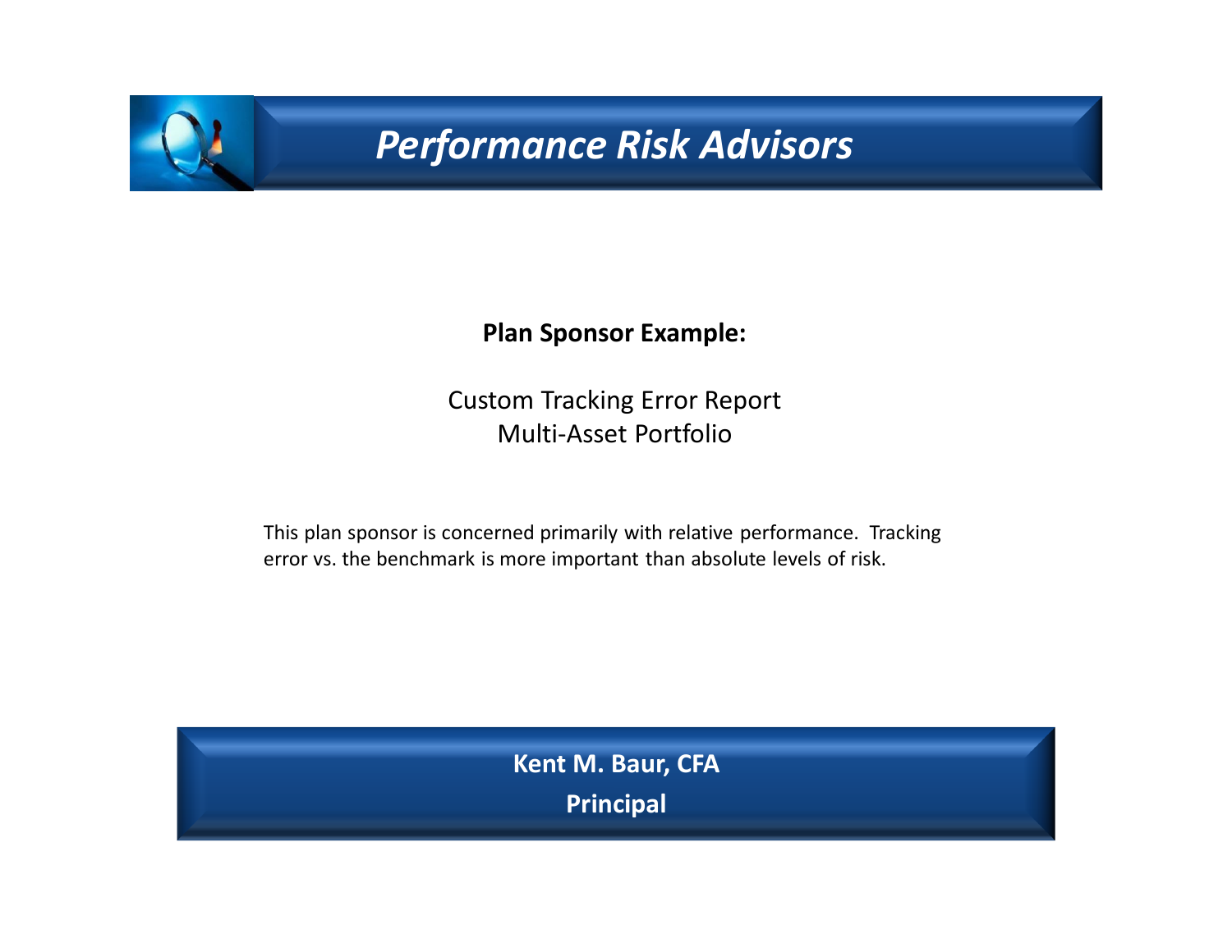# Performance Risk Advisors

**Plan Sponsor Example:**

Custom Tracking Error Report
Multi-Asset Portfolio

This plan sponsor is concerned primarily with relative performance. Tracking error vs. the benchmark is more important than absolute levels of risk.

**Kent M. Baur, CFA**

**Principal**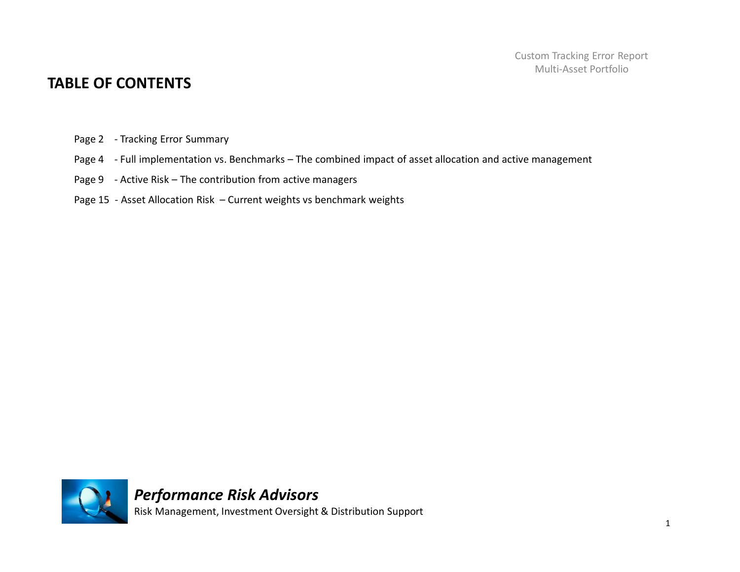Custom Tracking Error Report
Multi-Asset Portfolio

# TABLE OF CONTENTS

Page 2 - Tracking Error Summary

Page 4 - Full implementation vs. Benchmarks – The combined impact of asset allocation and active management

Page 9 - Active Risk – The contribution from active managers

Page 15 - Asset Allocation Risk – Current weights vs benchmark weights

*Performance Risk Advisors*

Risk Management, Investment Oversight & Distribution Support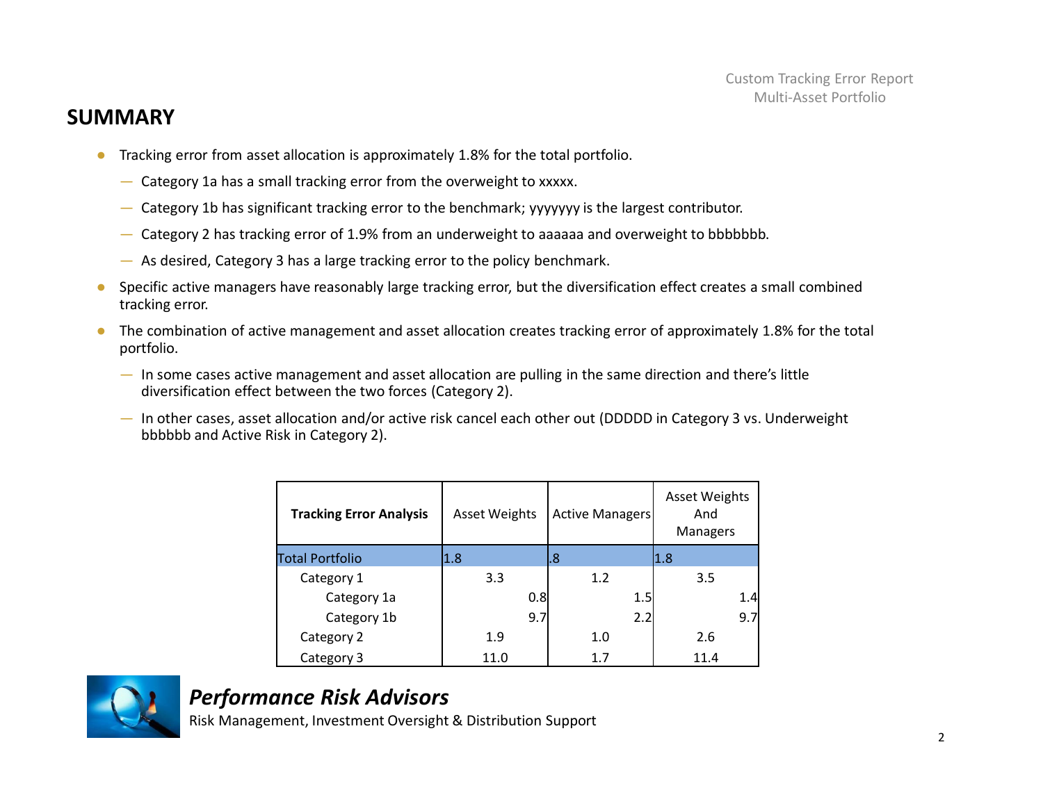## SUMMARY

- Tracking error from asset allocation is approximately 1.8% for the total portfolio.
  - Category 1a has a small tracking error from the overweight to xxxxx.
  - Category 1b has significant tracking error to the benchmark; yyyyyyy is the largest contributor.
  - Category 2 has tracking error of 1.9% from an underweight to aaaaaa and overweight to bbbbbbb.
  - As desired, Category 3 has a large tracking error to the policy benchmark.
- Specific active managers have reasonably large tracking error, but the diversification effect creates a small combined tracking error.
- The combination of active management and asset allocation creates tracking error of approximately 1.8% for the total portfolio.
  - In some cases active management and asset allocation are pulling in the same direction and there's little diversification effect between the two forces (Category 2).
  - In other cases, asset allocation and/or active risk cancel each other out (DDDDD in Category 3 vs. Underweight bbbbbb and Active Risk in Category 2).

| **Tracking Error Analysis** | Asset Weights | Active Managers | Asset Weights And Managers |
|---|---|---|---|
| Total Portfolio | 1.8 | .8 | 1.8 |
| Category 1 | 3.3 | 1.2 | 3.5 |
| Category 1a | 0.8 | 1.5 | 1.4 |
| Category 1b | 9.7 | 2.2 | 9.7 |
| Category 2 | 1.9 | 1.0 | 2.6 |
| Category 3 | 11.0 | 1.7 | 11.4 |

***Performance Risk Advisors***

Risk Management, Investment Oversight & Distribution Support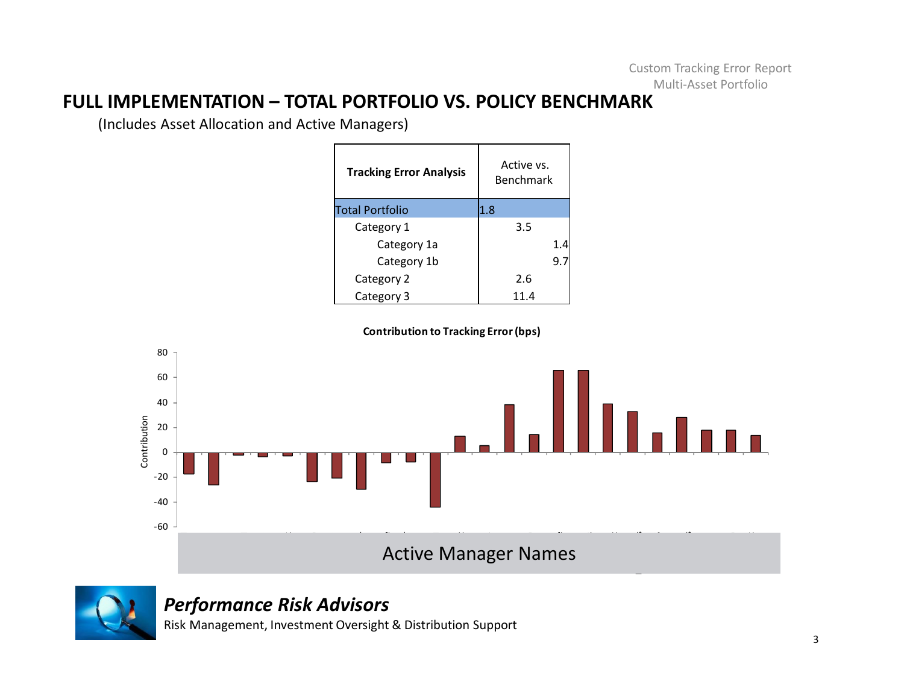## FULL IMPLEMENTATION – TOTAL PORTFOLIO VS. POLICY BENCHMARK

(Includes Asset Allocation and Active Managers)

| Tracking Error Analysis | Active vs. Benchmark |
|---|---|
| Total Portfolio | 1.8 |
| Category 1 | 3.5 |
| Category 1a | 1.4 |
| Category 1b | 9.7 |
| Category 2 | 2.6 |
| Category 3 | 11.4 |

**Contribution to Tracking Error (bps)**

Contribution

Active Manager Names

***Performance Risk Advisors***

Risk Management, Investment Oversight & Distribution Support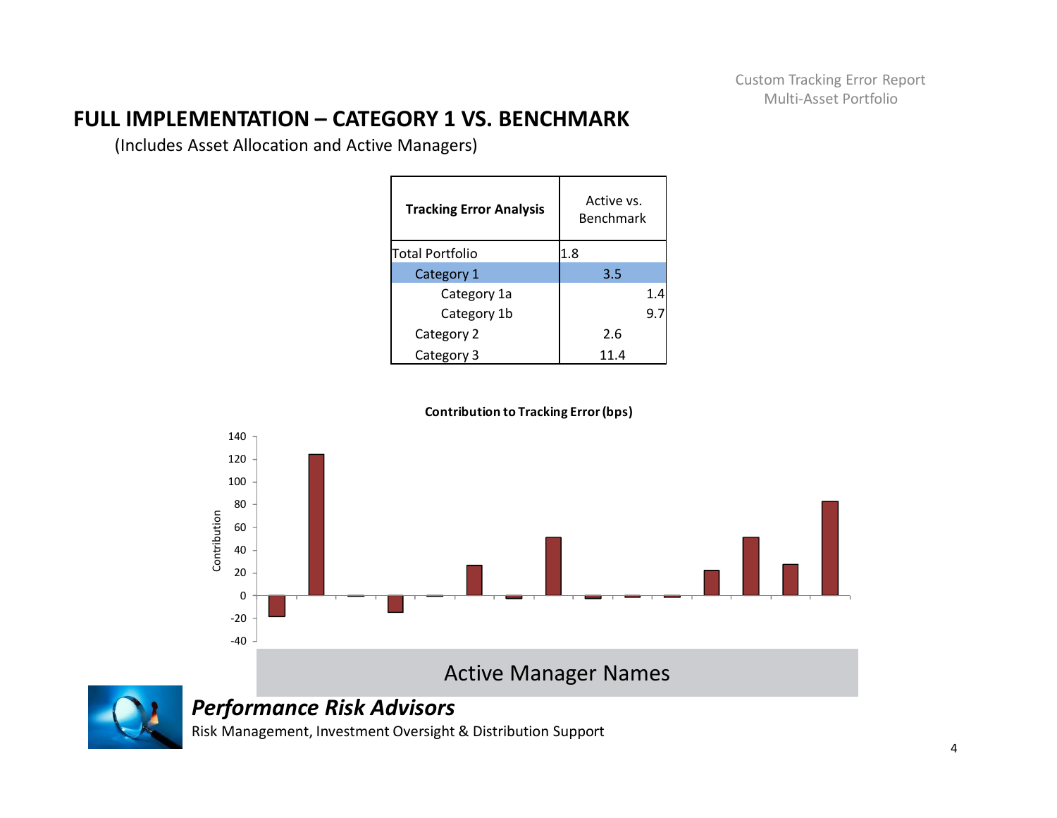## FULL IMPLEMENTATION – CATEGORY 1 VS. BENCHMARK

(Includes Asset Allocation and Active Managers)

| Tracking Error Analysis | Active vs. Benchmark |
|---|---|
| Total Portfolio | 1.8 |
| Category 1 | 3.5 |
| Category 1a | 1.4 |
| Category 1b | 9.7 |
| Category 2 | 2.6 |
| Category 3 | 11.4 |

**Contribution to Tracking Error (bps)**

Contribution

140
120
100
80
60
40
20
0
-20
-40

Active Manager Names

***Performance Risk Advisors***

Risk Management, Investment Oversight & Distribution Support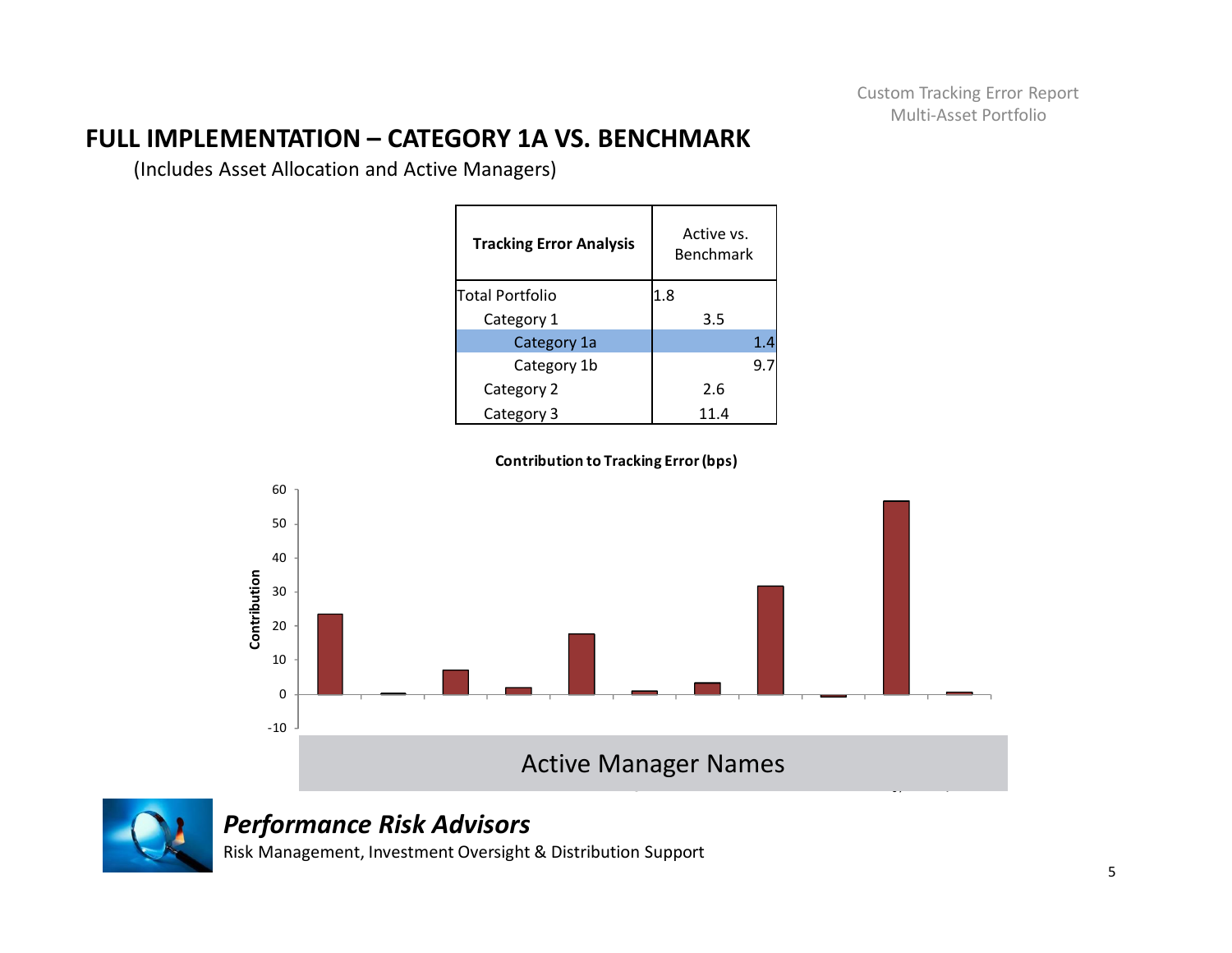## FULL IMPLEMENTATION – CATEGORY 1A VS. BENCHMARK

(Includes Asset Allocation and Active Managers)

| Tracking Error Analysis | Active vs. Benchmark |
|---|---|
| Total Portfolio | 1.8 |
| Category 1 | 3.5 |
| Category 1a | 1.4 |
| Category 1b | 9.7 |
| Category 2 | 2.6 |
| Category 3 | 11.4 |

**Contribution to Tracking Error (bps)**

Contribution

60
50
40
30
20
10
0
-10

Active Manager Names

***Performance Risk Advisors***

Risk Management, Investment Oversight & Distribution Support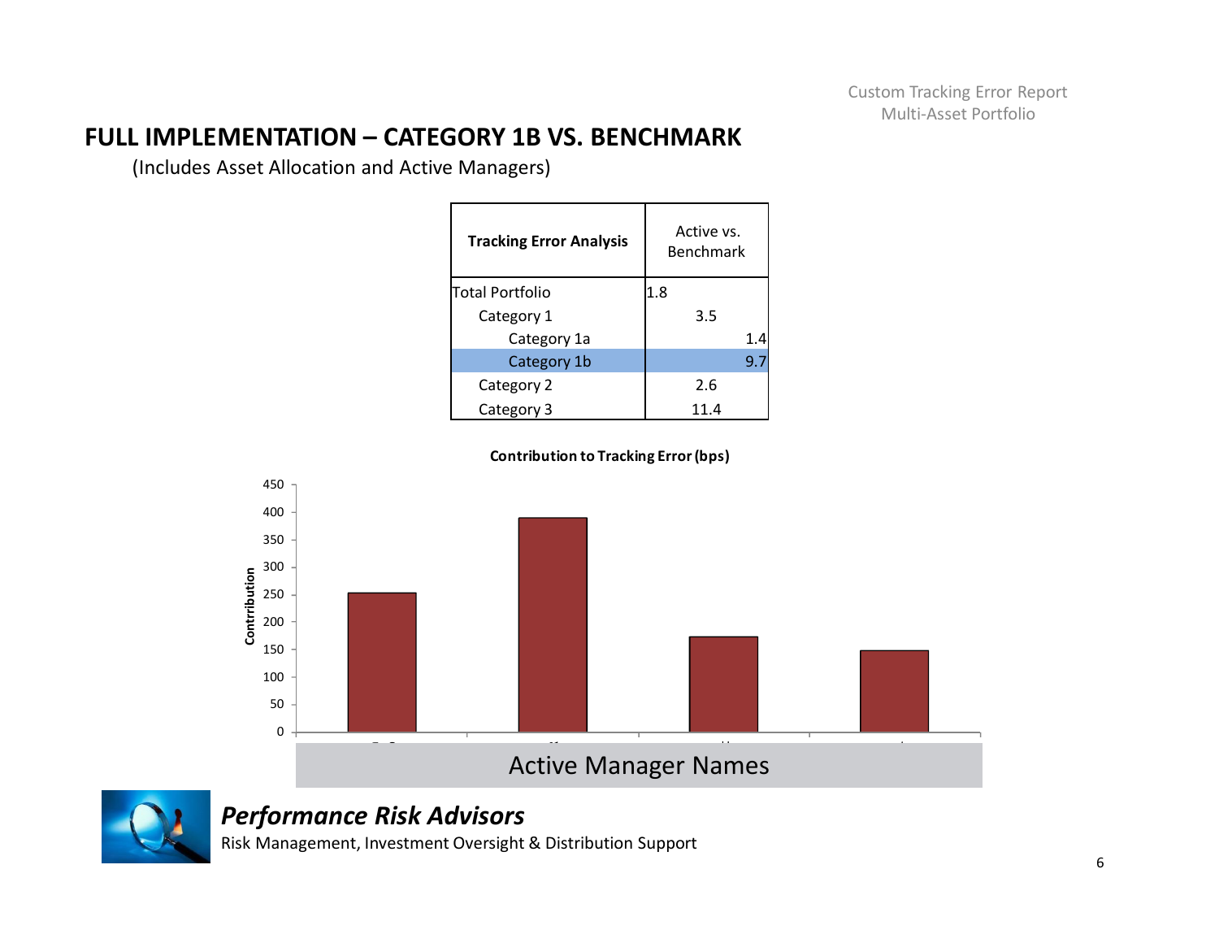## FULL IMPLEMENTATION – CATEGORY 1B VS. BENCHMARK

(Includes Asset Allocation and Active Managers)

| Tracking Error Analysis | Active vs. Benchmark |
|---|---|
| Total Portfolio | 1.8 |
| Category 1 | 3.5 |
| Category 1a | 1.4 |
| Category 1b | 9.7 |
| Category 2 | 2.6 |
| Category 3 | 11.4 |

**Contribution to Tracking Error (bps)**

Contribution

Active Manager Names

***Performance Risk Advisors***

Risk Management, Investment Oversight & Distribution Support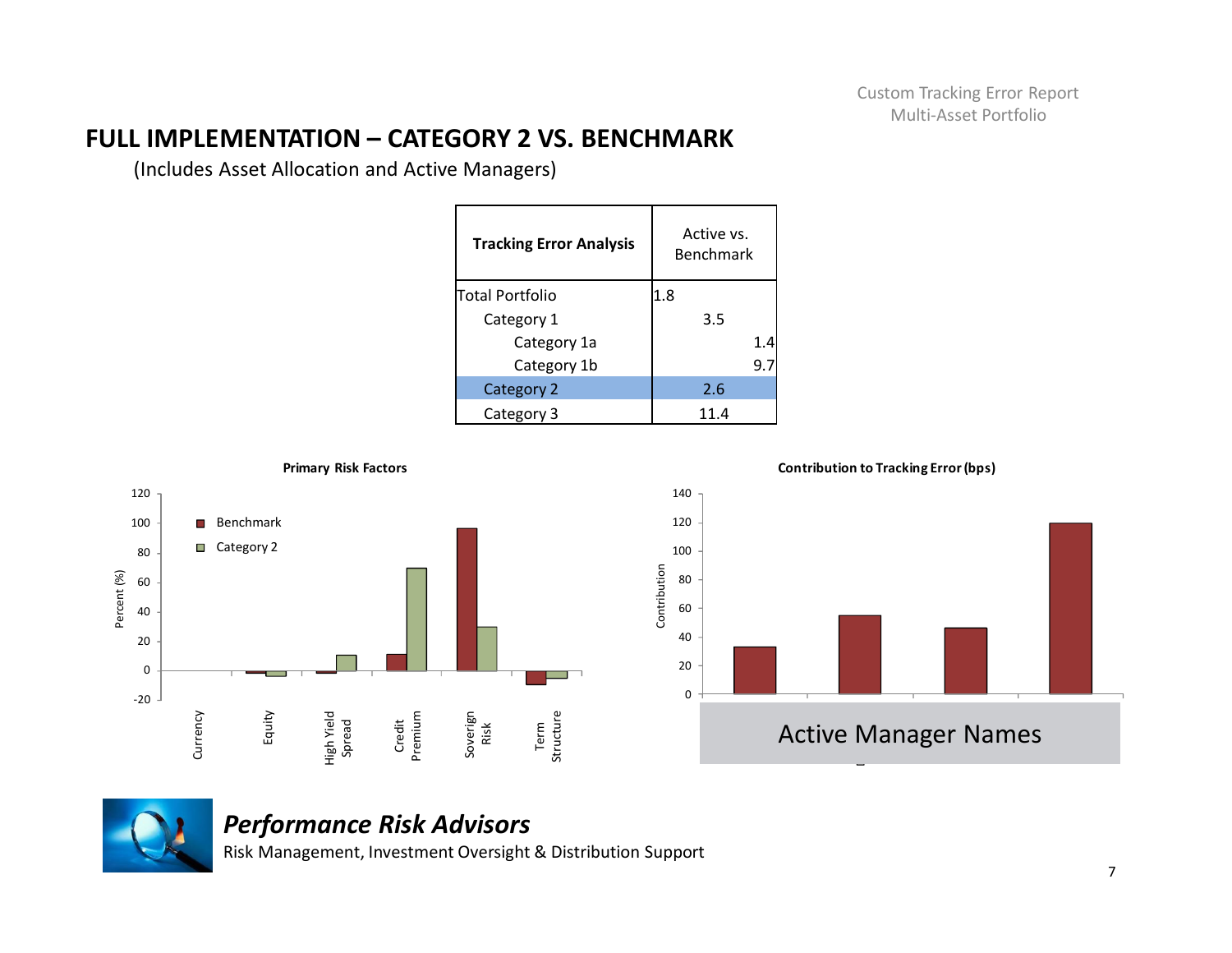## FULL IMPLEMENTATION – CATEGORY 2 VS. BENCHMARK

(Includes Asset Allocation and Active Managers)

| Tracking Error Analysis | Active vs. Benchmark |
|---|---|
| Total Portfolio | 1.8 |
| Category 1 | 3.5 |
| Category 1a | 1.4 |
| Category 1b | 9.7 |
| **Category 2** | **2.6** |
| Category 3 | 11.4 |

**Primary Risk Factors**

Percent (%)

| Factor | Benchmark | Category 2 |
|---|---|---|
| Currency | | |
| Equity | -2 | -4 |
| High Yield Spread | -2 | 10 |
| Credit Premium | 11 | 69 |
| Soverign Risk | 96 | 29 |
| Term Structure | -10 | -5 |

**Contribution to Tracking Error (bps)**

Contribution

| Active Manager Names | Contribution |
|---|---|
| | 33 |
| | 55 |
| | 46 |
| | 119 |

***Performance Risk Advisors***

Risk Management, Investment Oversight & Distribution Support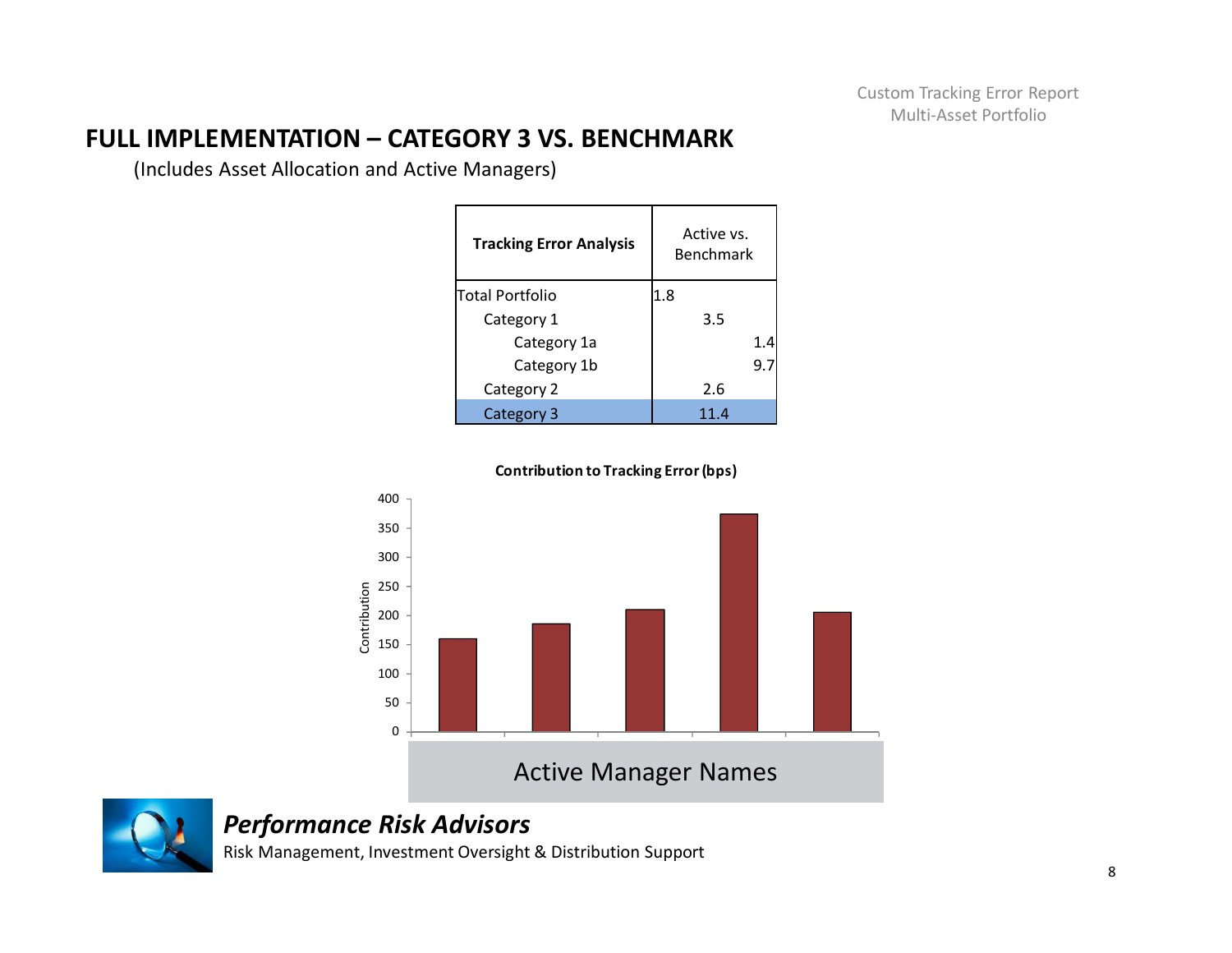## FULL IMPLEMENTATION – CATEGORY 3 VS. BENCHMARK

(Includes Asset Allocation and Active Managers)

| Tracking Error Analysis | Active vs. Benchmark |
|---|---|
| Total Portfolio | 1.8 |
| Category 1 | 3.5 |
| Category 1a | 1.4 |
| Category 1b | 9.7 |
| Category 2 | 2.6 |
| **Category 3** | **11.4** |

**Contribution to Tracking Error (bps)**

Contribution

400
350
300
250
200
150
100
50
0

Active Manager Names

*Performance Risk Advisors*

Risk Management, Investment Oversight & Distribution Support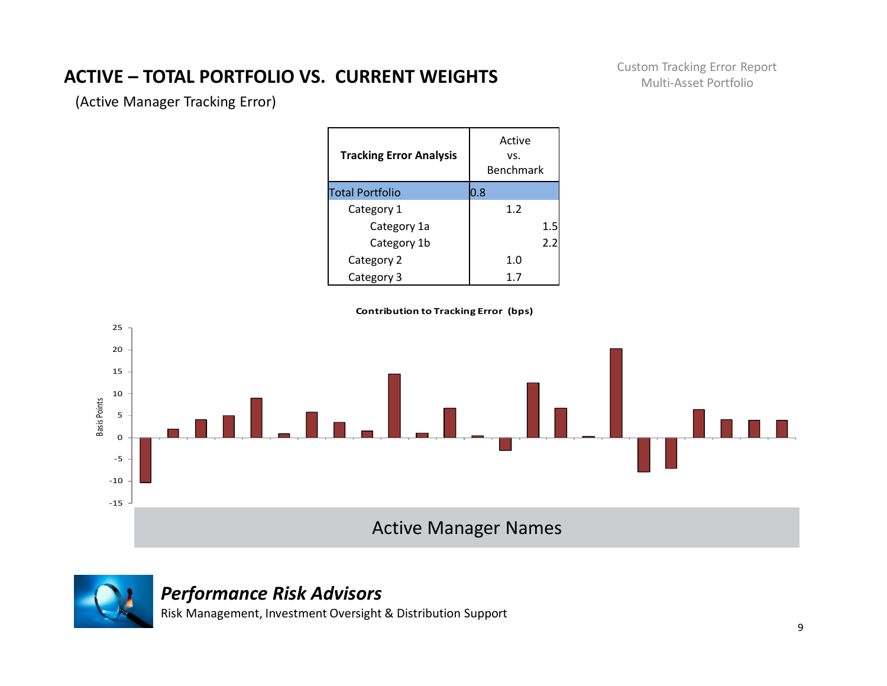## ACTIVE – TOTAL PORTFOLIO VS. CURRENT WEIGHTS

(Active Manager Tracking Error)

Custom Tracking Error Report
Multi-Asset Portfolio

| Tracking Error Analysis | Active vs. Benchmark |
|---|---|
| Total Portfolio | 0.8 |
| Category 1 | 1.2 |
| Category 1a | 1.5 |
| Category 1b | 2.2 |
| Category 2 | 1.0 |
| Category 3 | 1.7 |

**Contribution to Tracking Error (bps)**

Basis Points

25
20
15
10
5
0
-5
-10
-15

Active Manager Names

***Performance Risk Advisors***
Risk Management, Investment Oversight & Distribution Support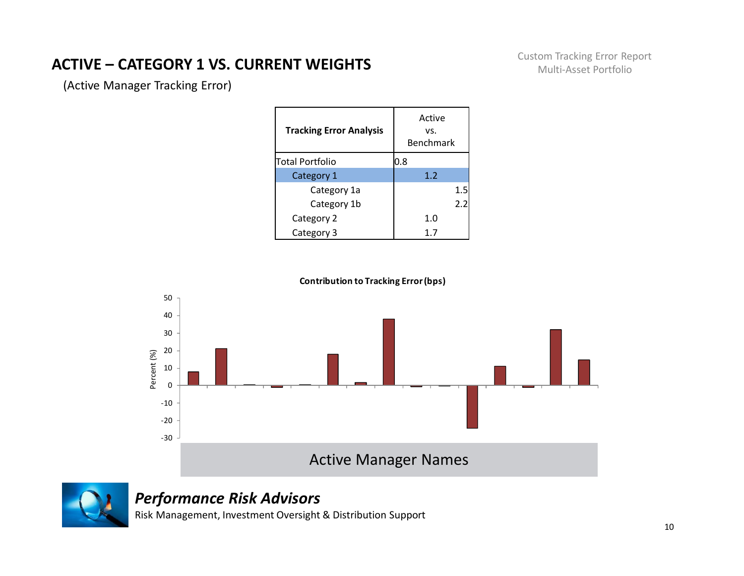# ACTIVE – CATEGORY 1 VS. CURRENT WEIGHTS

(Active Manager Tracking Error)

Custom Tracking Error Report
Multi-Asset Portfolio

| **Tracking Error Analysis** | Active vs. Benchmark |
|---|---|
| Total Portfolio | 0.8 |
| Category 1 | 1.2 |
| Category 1a | 1.5 |
| Category 1b | 2.2 |
| Category 2 | 1.0 |
| Category 3 | 1.7 |

**Contribution to Tracking Error (bps)**

Percent (%)

Active Manager Names

***Performance Risk Advisors***

Risk Management, Investment Oversight & Distribution Support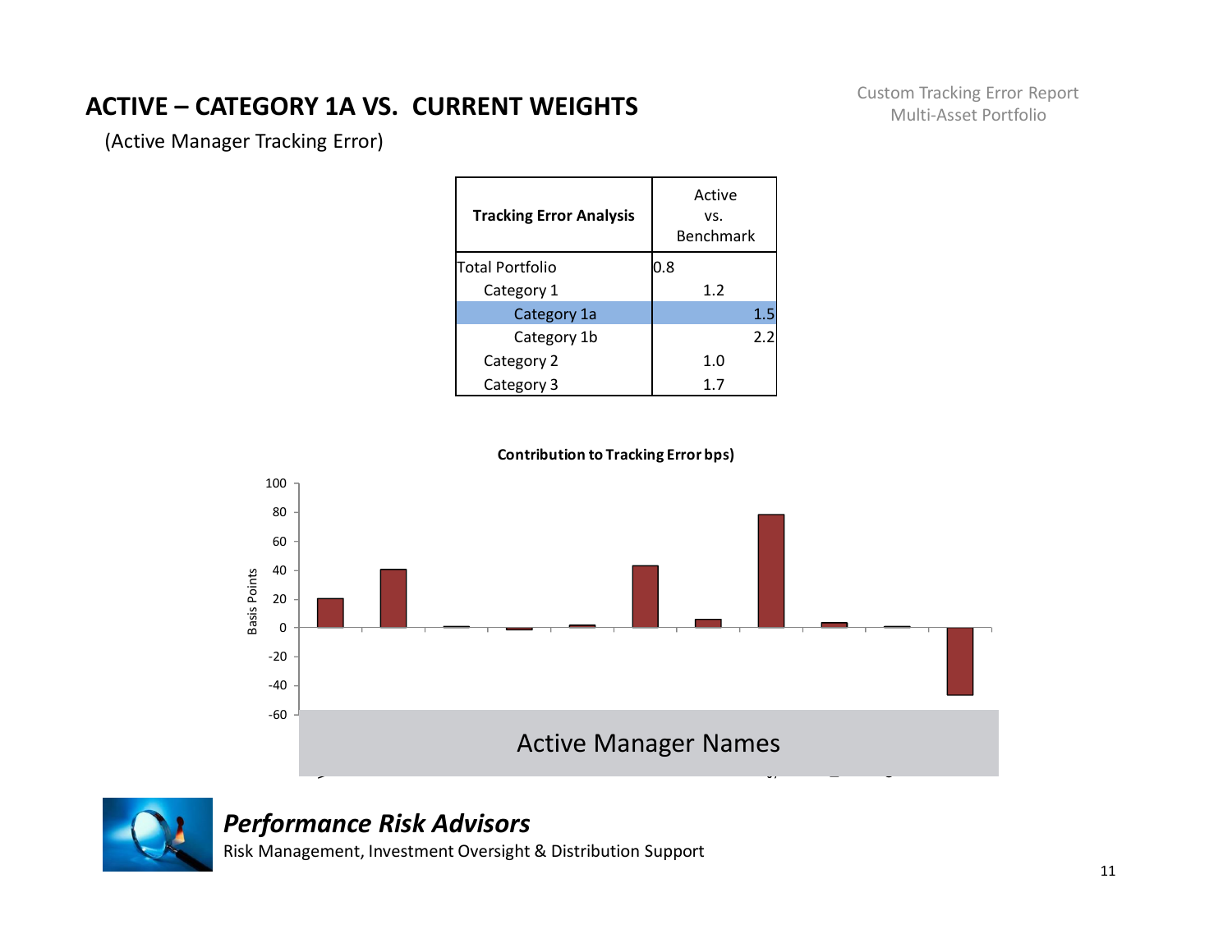## ACTIVE – CATEGORY 1A VS. CURRENT WEIGHTS

(Active Manager Tracking Error)

Custom Tracking Error Report
Multi-Asset Portfolio

| Tracking Error Analysis | Active vs. Benchmark |
|---|---|
| Total Portfolio | 0.8 |
| Category 1 | 1.2 |
| Category 1a | 1.5 |
| Category 1b | 2.2 |
| Category 2 | 1.0 |
| Category 3 | 1.7 |

**Contribution to Tracking Error bps)**

Basis Points

Active Manager Names

***Performance Risk Advisors***

Risk Management, Investment Oversight & Distribution Support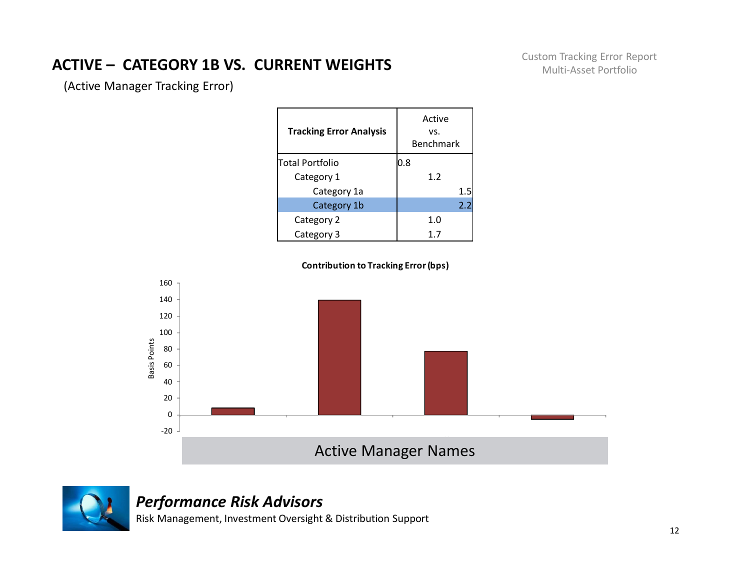# ACTIVE – CATEGORY 1B VS. CURRENT WEIGHTS

(Active Manager Tracking Error)

Custom Tracking Error Report
Multi-Asset Portfolio

| Tracking Error Analysis | Active vs. Benchmark |
|---|---|
| Total Portfolio | 0.8 |
| Category 1 | 1.2 |
| Category 1a | 1.5 |
| Category 1b | 2.2 |
| Category 2 | 1.0 |
| Category 3 | 1.7 |

**Contribution to Tracking Error (bps)**

Basis Points: 160, 140, 120, 100, 80, 60, 40, 20, 0, -20

Active Manager Names

***Performance Risk Advisors***

Risk Management, Investment Oversight & Distribution Support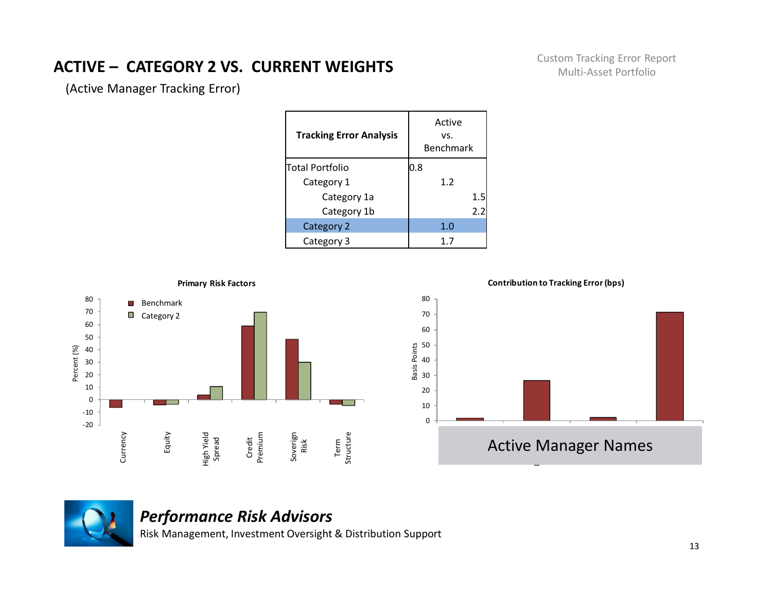# ACTIVE – CATEGORY 2 VS. CURRENT WEIGHTS

(Active Manager Tracking Error)

Custom Tracking Error Report
Multi-Asset Portfolio

| Tracking Error Analysis | Active vs. Benchmark |
|---|---|
| Total Portfolio | 0.8 |
| Category 1 | 1.2 |
| Category 1a | 1.5 |
| Category 1b | 2.2 |
| Category 2 | 1.0 |
| Category 3 | 1.7 |

**Primary Risk Factors**

Percent (%)

| Factor | Benchmark | Category 2 |
|---|---|---|
| Currency | -6 | |
| Equity | -4 | -4 |
| High Yield Spread | 3 | 10 |
| Credit Premium | 59 | 70 |
| Soverign Risk | 48 | 30 |
| Term Structure | -4 | -5 |

**Contribution to Tracking Error (bps)**

Basis Points

| Active Manager Names | Basis Points |
|---|---|
| Manager 1 | 1 |
| Manager 2 | 27 |
| Manager 3 | 2 |
| Manager 4 | 71 |

Active Manager Names

***Performance Risk Advisors***

Risk Management, Investment Oversight & Distribution Support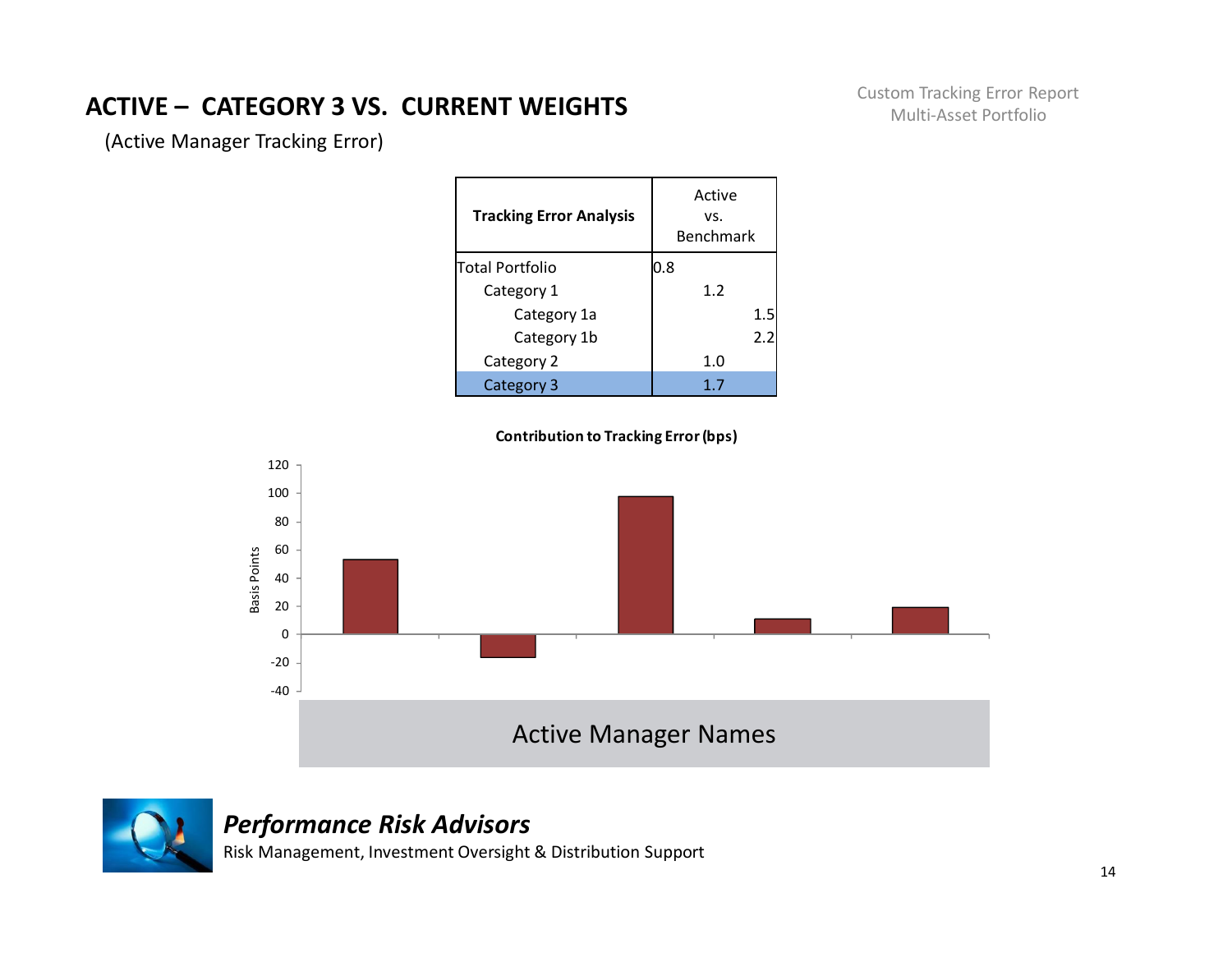## ACTIVE – CATEGORY 3 VS. CURRENT WEIGHTS

Custom Tracking Error Report
Multi-Asset Portfolio

(Active Manager Tracking Error)

| Tracking Error Analysis | Active vs. Benchmark |
|---|---|
| Total Portfolio | 0.8 |
| Category 1 | 1.2 |
| Category 1a | 1.5 |
| Category 1b | 2.2 |
| Category 2 | 1.0 |
| Category 3 | 1.7 |

**Contribution to Tracking Error (bps)**

Basis Points

120
100
80
60
40
20
0
-20
-40

Active Manager Names

*Performance Risk Advisors*
Risk Management, Investment Oversight & Distribution Support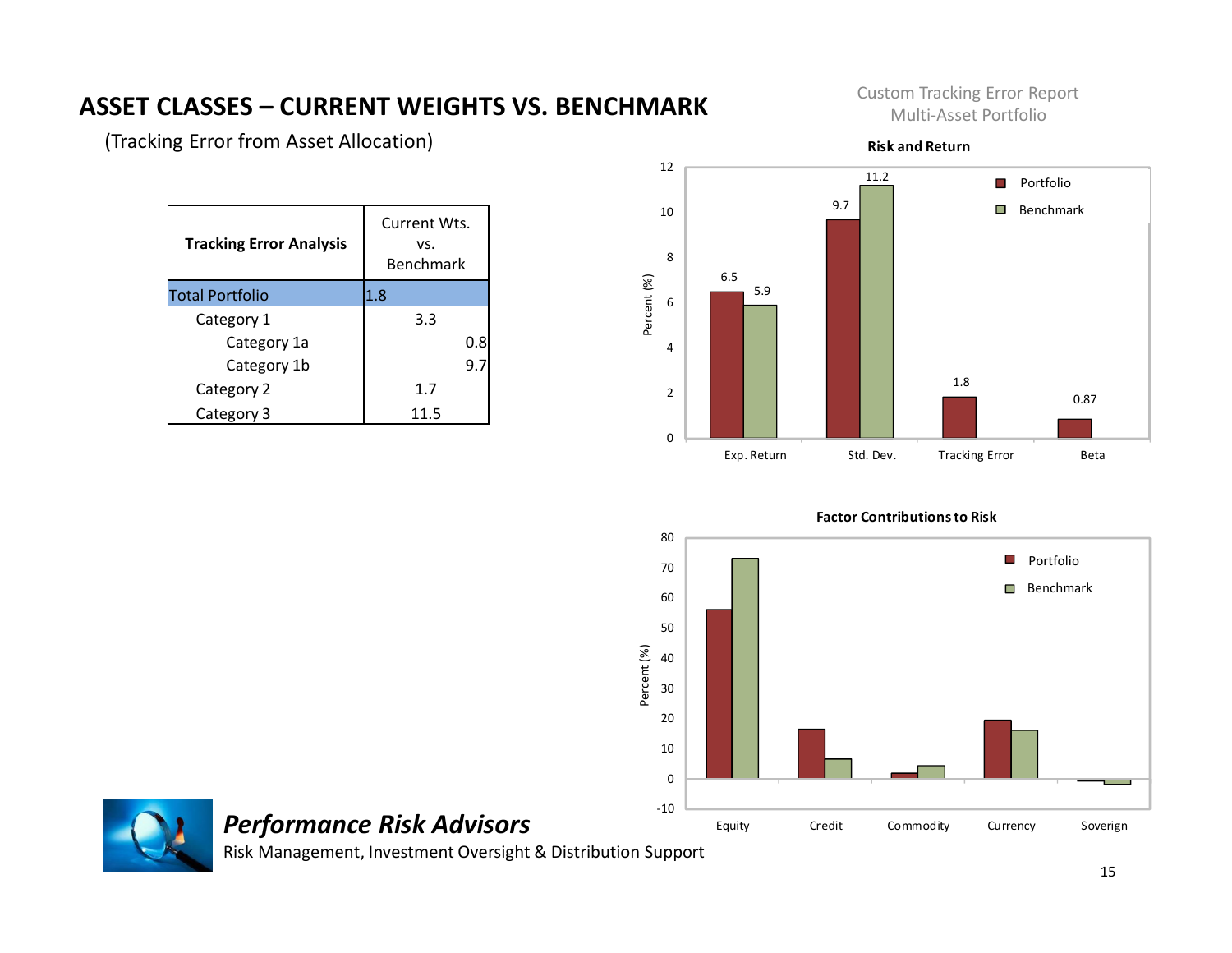# ASSET CLASSES – CURRENT WEIGHTS VS. BENCHMARK

(Tracking Error from Asset Allocation)

Custom Tracking Error Report
Multi-Asset Portfolio

| Tracking Error Analysis | Current Wts. vs. Benchmark |
|---|---|
| Total Portfolio | 1.8 |
| Category 1 | 3.3 |
| Category 1a | 0.8 |
| Category 1b | 9.7 |
| Category 2 | 1.7 |
| Category 3 | 11.5 |

**Risk and Return**

| | Portfolio | Benchmark |
|---|---|---|
| Exp. Return | 6.5 | 5.9 |
| Std. Dev. | 9.7 | 11.2 |
| Tracking Error | 1.8 | |
| Beta | 0.87 | |

**Factor Contributions to Risk**

Percent (%) by factor: Equity, Credit, Commodity, Currency, Soverign (Portfolio vs. Benchmark)

*Performance Risk Advisors*

Risk Management, Investment Oversight & Distribution Support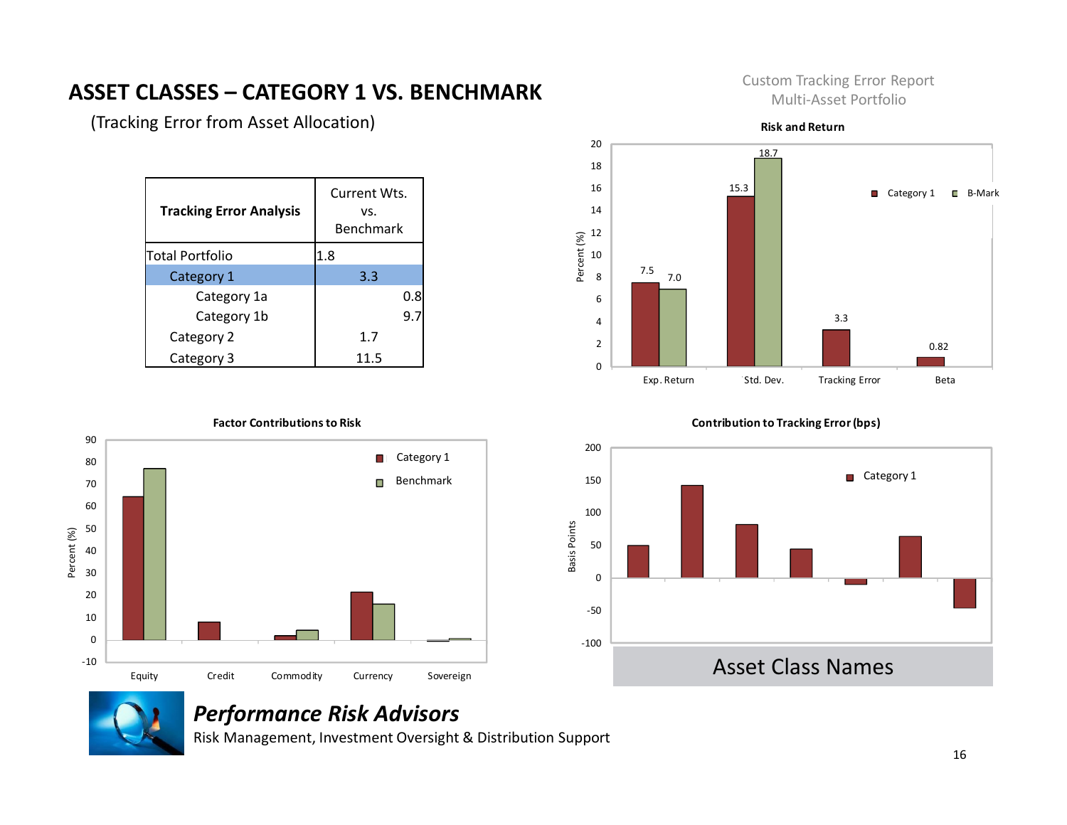# ASSET CLASSES – CATEGORY 1 VS. BENCHMARK

(Tracking Error from Asset Allocation)

Custom Tracking Error Report
Multi-Asset Portfolio

| Tracking Error Analysis | Current Wts. vs. Benchmark |
|---|---|
| Total Portfolio | 1.8 |
| Category 1 | 3.3 |
| Category 1a | 0.8 |
| Category 1b | 9.7 |
| Category 2 | 1.7 |
| Category 3 | 11.5 |

**Risk and Return**

| | Category 1 | B-Mark |
|---|---|---|
| Exp. Return | 7.5 | 7.0 |
| Std. Dev. | 15.3 | 18.7 |
| Tracking Error | 3.3 | |
| Beta | 0.82 | |

**Factor Contributions to Risk**

Percent (%): Category 1 vs. Benchmark across Equity, Credit, Commodity, Currency, Sovereign

**Contribution to Tracking Error (bps)**

Basis Points: Category 1

Asset Class Names

***Performance Risk Advisors***

Risk Management, Investment Oversight & Distribution Support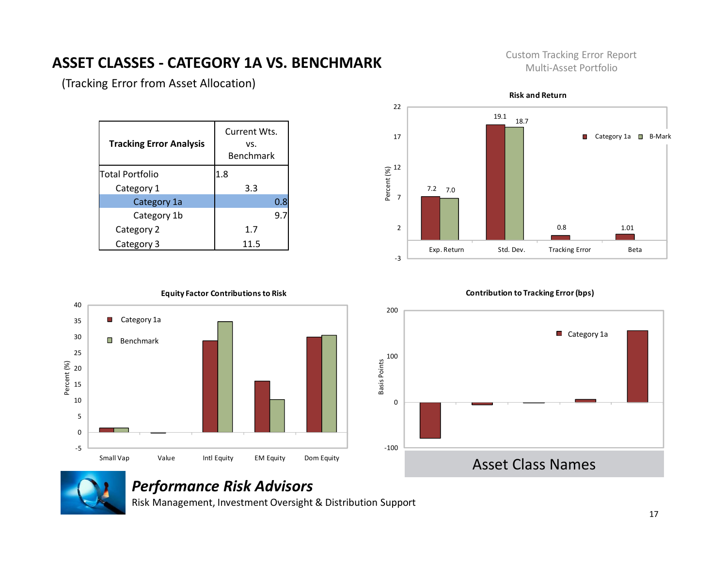# ASSET CLASSES - CATEGORY 1A VS. BENCHMARK

(Tracking Error from Asset Allocation)

Custom Tracking Error Report
Multi-Asset Portfolio

| Tracking Error Analysis | Current Wts. vs. Benchmark |
|---|---|
| Total Portfolio | 1.8 |
| Category 1 | 3.3 |
| Category 1a | 0.8 |
| Category 1b | 9.7 |
| Category 2 | 1.7 |
| Category 3 | 11.5 |

**Risk and Return**

| | Category 1a | B-Mark |
|---|---|---|
| Exp. Return | 7.2 | 7.0 |
| Std. Dev. | 19.1 | 18.7 |
| Tracking Error | 0.8 | |
| Beta | 1.01 | |

**Equity Factor Contributions to Risk**

Series: Category 1a, Benchmark. Categories: Small Vap, Value, Intl Equity, EM Equity, Dom Equity. Y-axis: Percent (%).

**Contribution to Tracking Error (bps)**

Series: Category 1a. Y-axis: Basis Points. X-axis: Asset Class Names.

***Performance Risk Advisors***

Risk Management, Investment Oversight & Distribution Support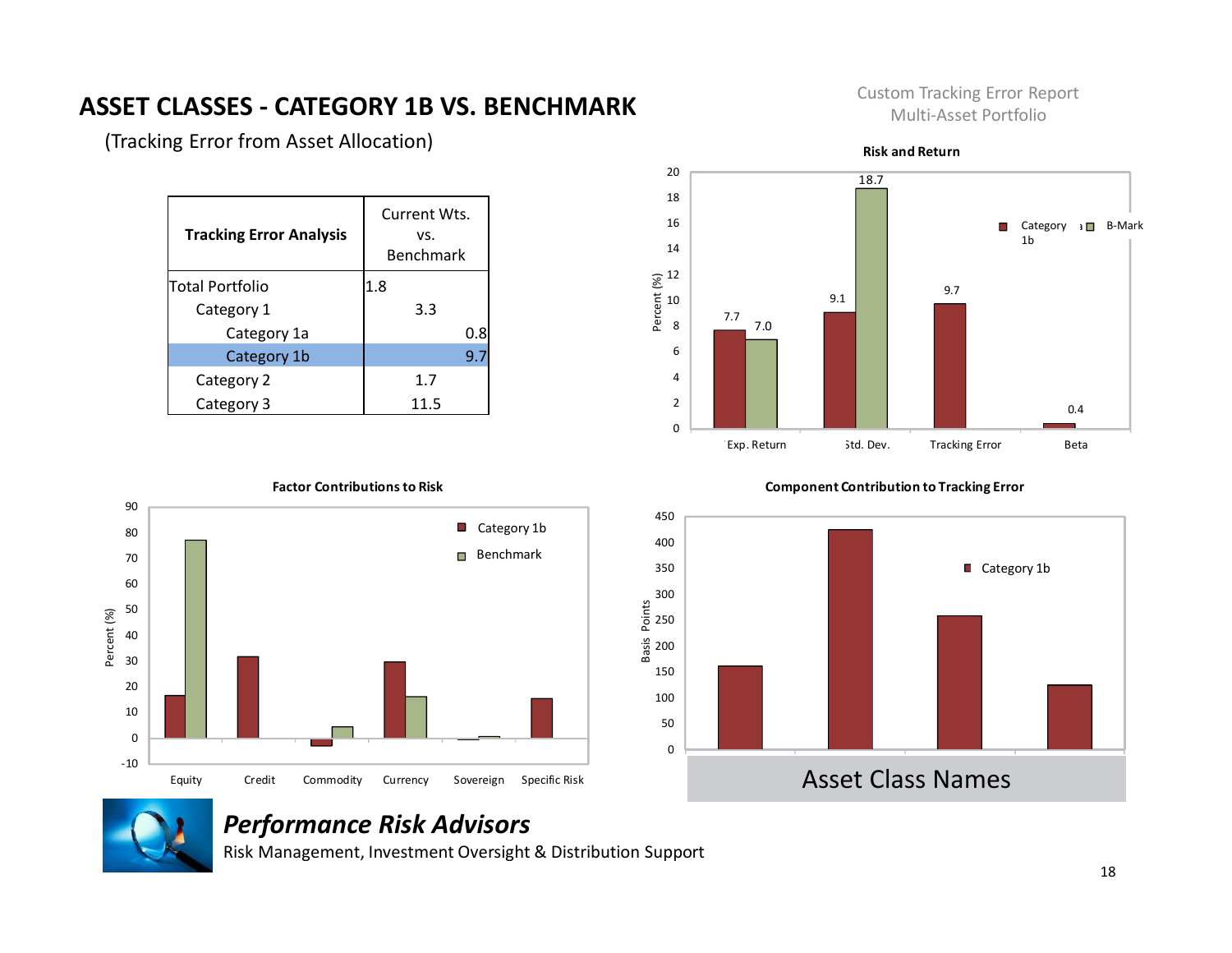# ASSET CLASSES - CATEGORY 1B VS. BENCHMARK

(Tracking Error from Asset Allocation)

Custom Tracking Error Report
Multi-Asset Portfolio

| Tracking Error Analysis | Current Wts. vs. Benchmark |
|---|---|
| Total Portfolio | 1.8 |
| Category 1 | 3.3 |
| Category 1a | 0.8 |
| Category 1b | 9.7 |
| Category 2 | 1.7 |
| Category 3 | 11.5 |

**Risk and Return**

| | Category 1b | B-Mark |
|---|---|---|
| Exp. Return | 7.7 | 7.0 |
| Std. Dev. | 9.1 | 18.7 |
| Tracking Error | 9.7 | |
| Beta | 0.4 | |

**Factor Contributions to Risk**

Percent (%): Equity, Credit, Commodity, Currency, Sovereign, Specific Risk — Category 1b, Benchmark

**Component Contribution to Tracking Error**

Basis Points — Category 1b

Asset Class Names

***Performance Risk Advisors***

Risk Management, Investment Oversight & Distribution Support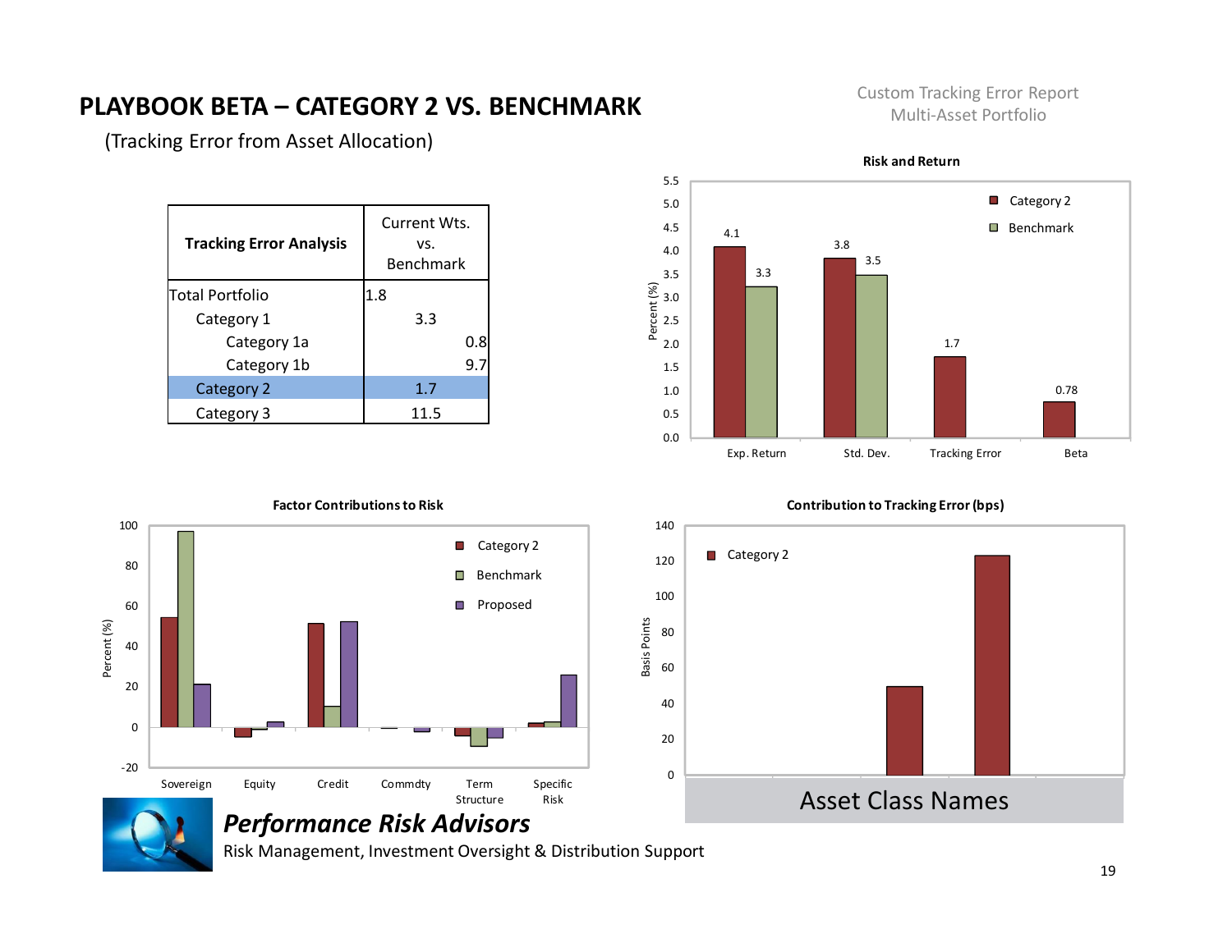# PLAYBOOK BETA – CATEGORY 2 VS. BENCHMARK

(Tracking Error from Asset Allocation)

Custom Tracking Error Report
Multi-Asset Portfolio

| Tracking Error Analysis | Current Wts. vs. Benchmark |
|---|---|
| Total Portfolio | 1.8 |
| Category 1 | 3.3 |
| Category 1a | 0.8 |
| Category 1b | 9.7 |
| Category 2 | 1.7 |
| Category 3 | 11.5 |

**Risk and Return**

| | Category 2 | Benchmark |
|---|---|---|
| Exp. Return | 4.1 | 3.3 |
| Std. Dev. | 3.8 | 3.5 |
| Tracking Error | 1.7 | |
| Beta | 0.78 | |

Percent (%)

**Factor Contributions to Risk**

Legend: Category 2, Benchmark, Proposed

Percent (%)

Sovereign, Equity, Credit, Commdty, Term Structure, Specific Risk

**Contribution to Tracking Error (bps)**

Legend: Category 2

Basis Points

Asset Class Names

*Performance Risk Advisors*

Risk Management, Investment Oversight & Distribution Support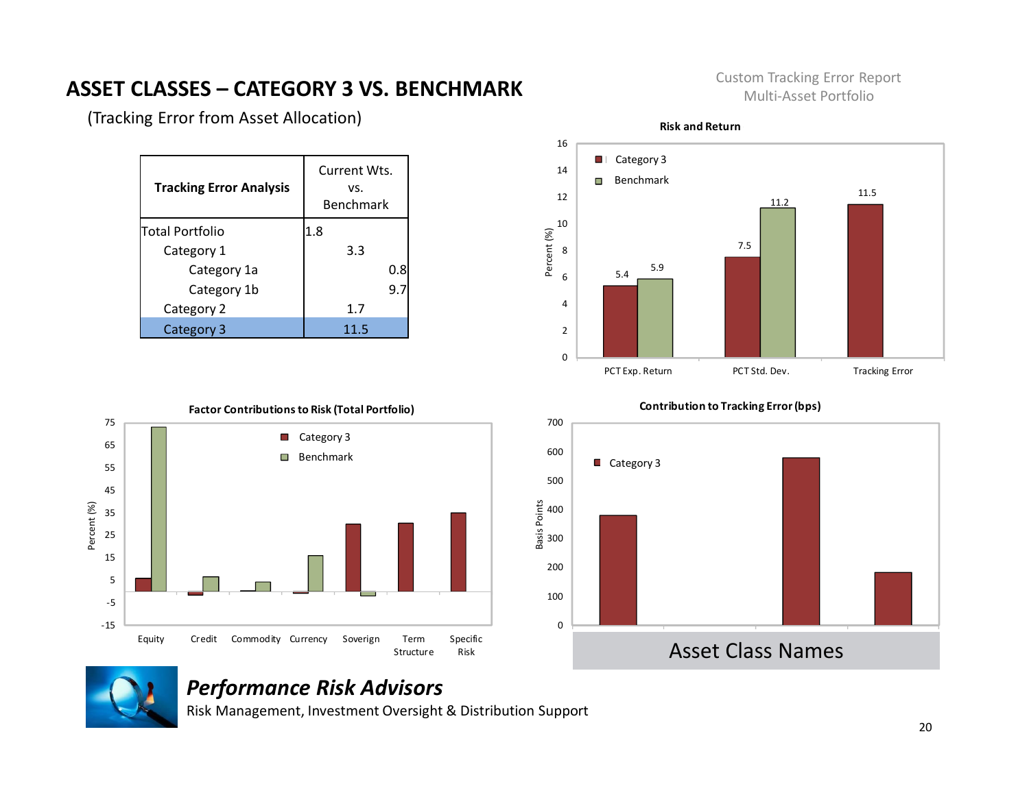# ASSET CLASSES – CATEGORY 3 VS. BENCHMARK

(Tracking Error from Asset Allocation)

Custom Tracking Error Report
Multi-Asset Portfolio

| Tracking Error Analysis | Current Wts. vs. Benchmark |
|---|---|
| Total Portfolio | 1.8 |
| Category 1 | 3.3 |
| Category 1a | 0.8 |
| Category 1b | 9.7 |
| Category 2 | 1.7 |
| Category 3 | 11.5 |

**Risk and Return**

Category 3
Benchmark

Percent (%)

16
14
12
10
8
6
4
2
0

5.4
5.9
7.5
11.2
11.5

PCT Exp. Return
PCT Std. Dev.
Tracking Error

**Factor Contributions to Risk (Total Portfolio)**

Category 3
Benchmark

Percent (%)

75
65
55
45
35
25
15
5
-5
-15

Equity
Credit
Commodity
Currency
Soverign
Term Structure
Specific Risk

**Contribution to Tracking Error (bps)**

Category 3

Basis Points

700
600
500
400
300
200
100
0

Asset Class Names

***Performance Risk Advisors***

Risk Management, Investment Oversight & Distribution Support